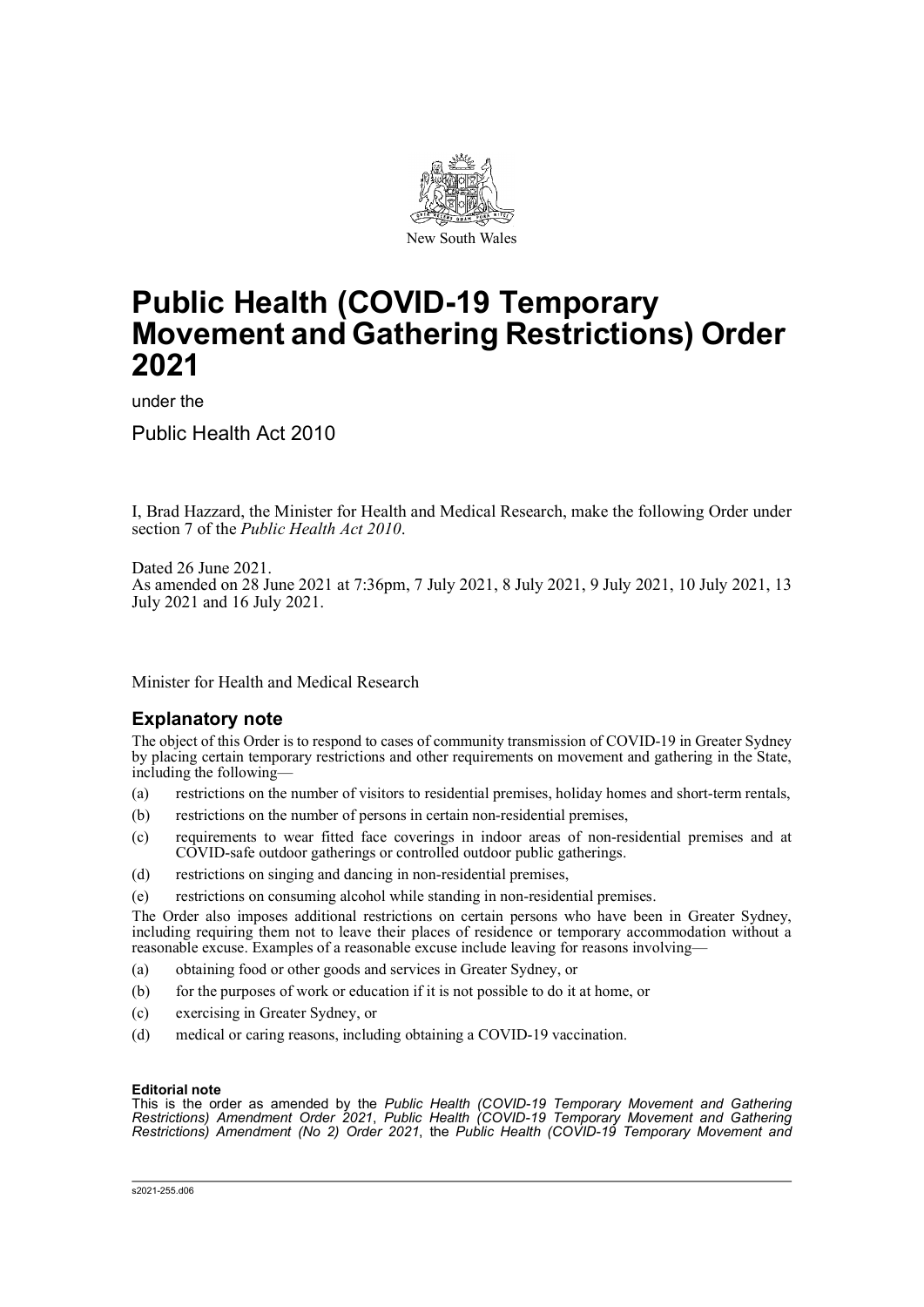New South Wales

# Public Health (COVID-19 Temporary Movement and Gathering Restrictions) Order 2021

under the

Public Health Act 2010

I, Brad Hazzard, the Minister for Health and Medical Research, make the following Order under section 7 of the *Public Health Act 2010*.

Dated 26 June 2021.
As amended on 28 June 2021 at 7:36pm, 7 July 2021, 8 July 2021, 9 July 2021, 10 July 2021, 13 July 2021 and 16 July 2021.

Minister for Health and Medical Research

## Explanatory note

The object of this Order is to respond to cases of community transmission of COVID-19 in Greater Sydney by placing certain temporary restrictions and other requirements on movement and gathering in the State, including the following—

(a) restrictions on the number of visitors to residential premises, holiday homes and short-term rentals,

(b) restrictions on the number of persons in certain non-residential premises,

(c) requirements to wear fitted face coverings in indoor areas of non-residential premises and at COVID-safe outdoor gatherings or controlled outdoor public gatherings.

(d) restrictions on singing and dancing in non-residential premises,

(e) restrictions on consuming alcohol while standing in non-residential premises.

The Order also imposes additional restrictions on certain persons who have been in Greater Sydney, including requiring them not to leave their places of residence or temporary accommodation without a reasonable excuse. Examples of a reasonable excuse include leaving for reasons involving—

(a) obtaining food or other goods and services in Greater Sydney, or

(b) for the purposes of work or education if it is not possible to do it at home, or

(c) exercising in Greater Sydney, or

(d) medical or caring reasons, including obtaining a COVID-19 vaccination.

**Editorial note**

This is the order as amended by the *Public Health (COVID-19 Temporary Movement and Gathering Restrictions) Amendment Order 2021*, *Public Health (COVID-19 Temporary Movement and Gathering Restrictions) Amendment (No 2) Order 2021*, the *Public Health (COVID-19 Temporary Movement and*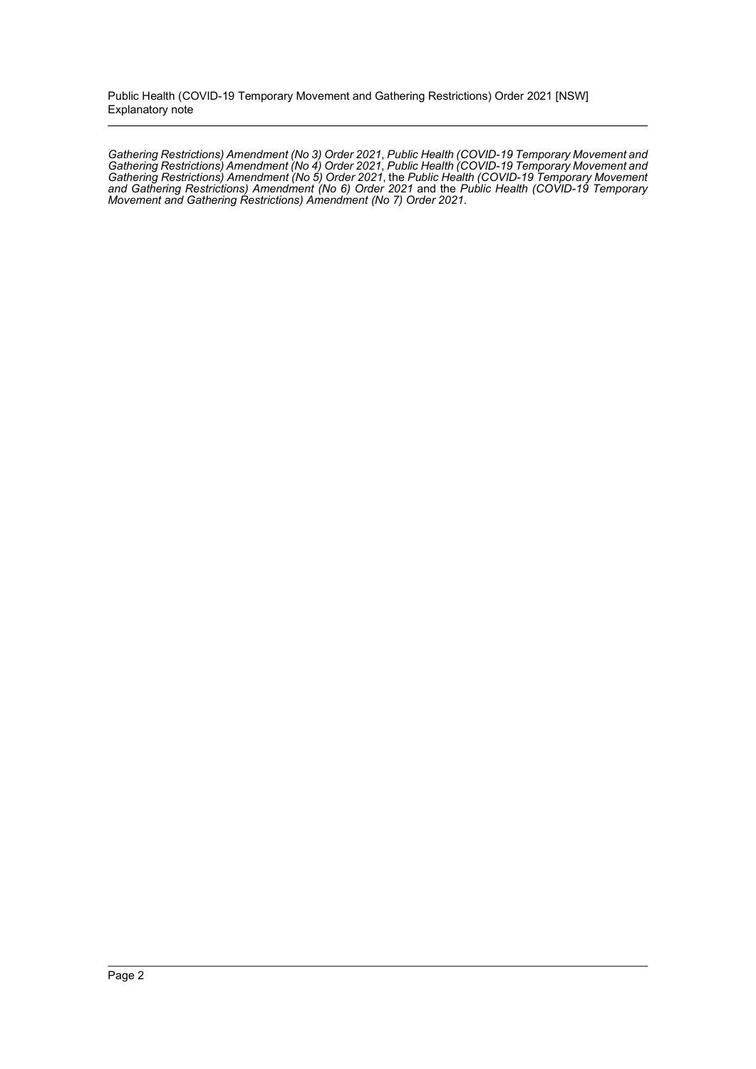*Gathering Restrictions) Amendment (No 3) Order 2021*, *Public Health (COVID-19 Temporary Movement and Gathering Restrictions) Amendment (No 4) Order 2021*, *Public Health (COVID-19 Temporary Movement and Gathering Restrictions) Amendment (No 5) Order 2021*, the *Public Health (COVID-19 Temporary Movement and Gathering Restrictions) Amendment (No 6) Order 2021* and the *Public Health (COVID-19 Temporary Movement and Gathering Restrictions) Amendment (No 7) Order 2021*.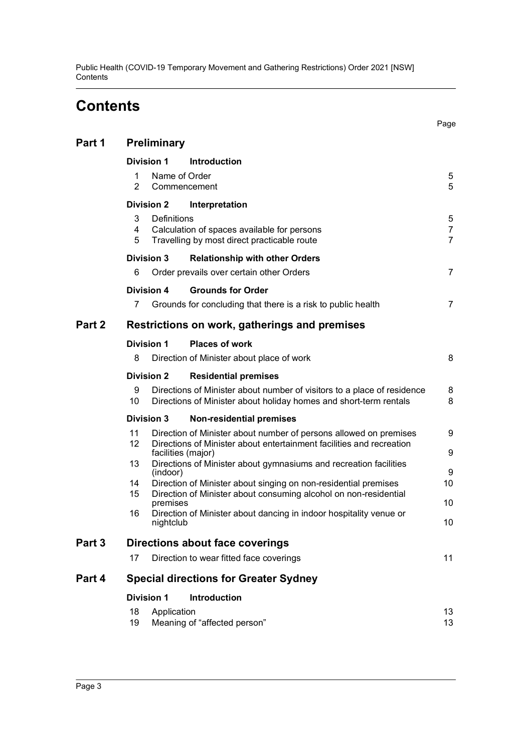# Contents

| | | | Page |
|---|---|---|---|
| **Part 1** | **Preliminary** | | |
| | **Division 1** | **Introduction** | |
| | 1 | Name of Order | 5 |
| | 2 | Commencement | 5 |
| | **Division 2** | **Interpretation** | |
| | 3 | Definitions | 5 |
| | 4 | Calculation of spaces available for persons | 7 |
| | 5 | Travelling by most direct practicable route | 7 |
| | **Division 3** | **Relationship with other Orders** | |
| | 6 | Order prevails over certain other Orders | 7 |
| | **Division 4** | **Grounds for Order** | |
| | 7 | Grounds for concluding that there is a risk to public health | 7 |
| **Part 2** | **Restrictions on work, gatherings and premises** | | |
| | **Division 1** | **Places of work** | |
| | 8 | Direction of Minister about place of work | 8 |
| | **Division 2** | **Residential premises** | |
| | 9 | Directions of Minister about number of visitors to a place of residence | 8 |
| | 10 | Directions of Minister about holiday homes and short-term rentals | 8 |
| | **Division 3** | **Non-residential premises** | |
| | 11 | Direction of Minister about number of persons allowed on premises | 9 |
| | 12 | Directions of Minister about entertainment facilities and recreation facilities (major) | 9 |
| | 13 | Directions of Minister about gymnasiums and recreation facilities (indoor) | 9 |
| | 14 | Direction of Minister about singing on non-residential premises | 10 |
| | 15 | Direction of Minister about consuming alcohol on non-residential premises | 10 |
| | 16 | Direction of Minister about dancing in indoor hospitality venue or nightclub | 10 |
| **Part 3** | **Directions about face coverings** | | |
| | 17 | Direction to wear fitted face coverings | 11 |
| **Part 4** | **Special directions for Greater Sydney** | | |
| | **Division 1** | **Introduction** | |
| | 18 | Application | 13 |
| | 19 | Meaning of "affected person" | 13 |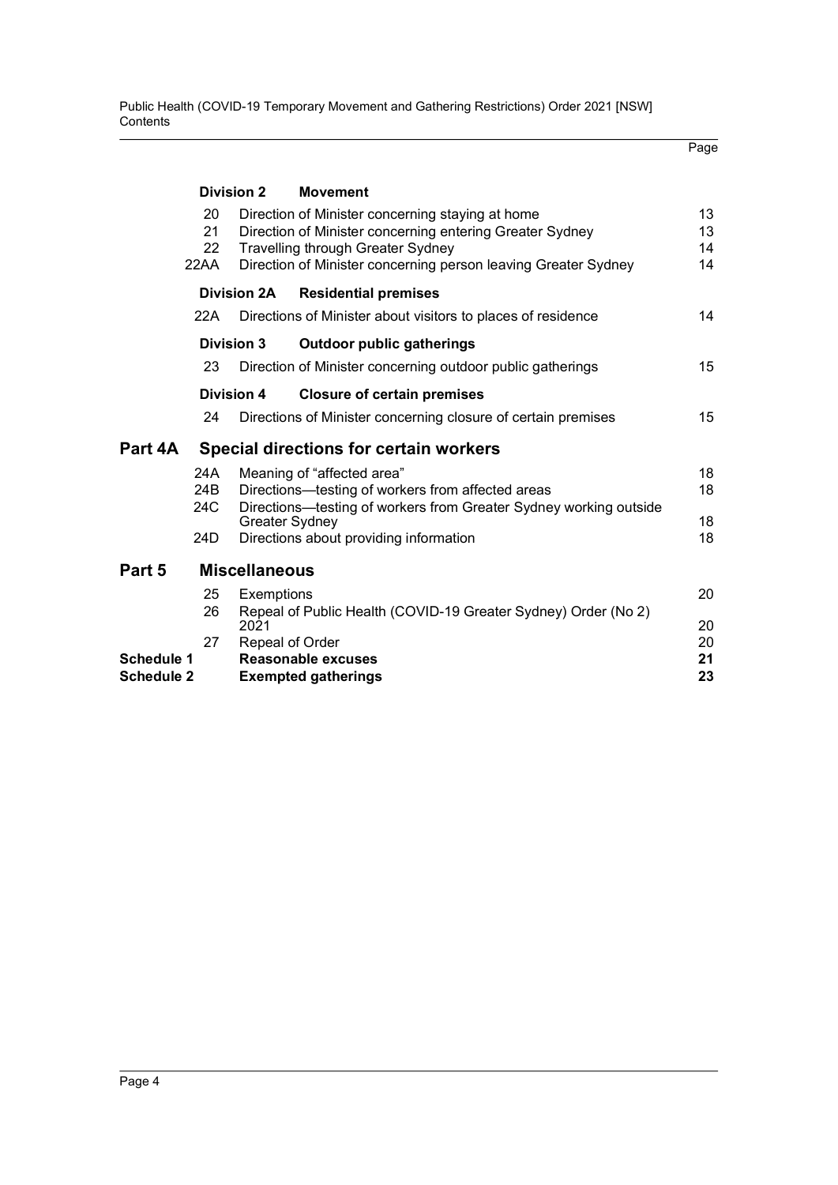| | | Page |
|---|---|---|
| **Division 2** | **Movement** | |
| 20 | Direction of Minister concerning staying at home | 13 |
| 21 | Direction of Minister concerning entering Greater Sydney | 13 |
| 22 | Travelling through Greater Sydney | 14 |
| 22AA | Direction of Minister concerning person leaving Greater Sydney | 14 |
| **Division 2A** | **Residential premises** | |
| 22A | Directions of Minister about visitors to places of residence | 14 |
| **Division 3** | **Outdoor public gatherings** | |
| 23 | Direction of Minister concerning outdoor public gatherings | 15 |
| **Division 4** | **Closure of certain premises** | |
| 24 | Directions of Minister concerning closure of certain premises | 15 |
| **Part 4A** | **Special directions for certain workers** | |
| 24A | Meaning of "affected area" | 18 |
| 24B | Directions—testing of workers from affected areas | 18 |
| 24C | Directions—testing of workers from Greater Sydney working outside Greater Sydney | 18 |
| 24D | Directions about providing information | 18 |
| **Part 5** | **Miscellaneous** | |
| 25 | Exemptions | 20 |
| 26 | Repeal of Public Health (COVID-19 Greater Sydney) Order (No 2) 2021 | 20 |
| 27 | Repeal of Order | 20 |
| **Schedule 1** | **Reasonable excuses** | **21** |
| **Schedule 2** | **Exempted gatherings** | **23** |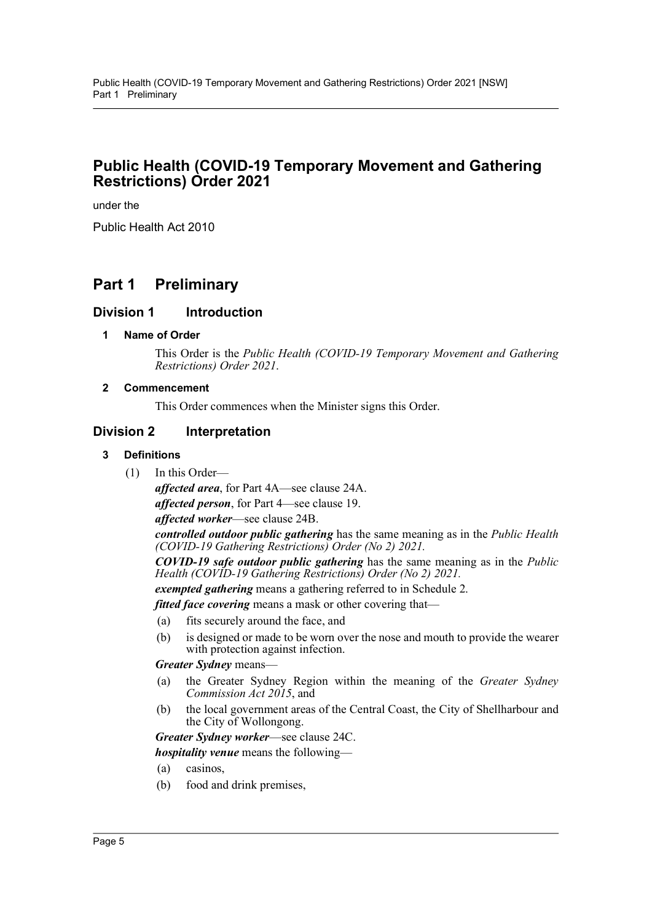# Public Health (COVID-19 Temporary Movement and Gathering Restrictions) Order 2021

under the

Public Health Act 2010

## Part 1 Preliminary

### Division 1 Introduction

#### 1 Name of Order

This Order is the *Public Health (COVID-19 Temporary Movement and Gathering Restrictions) Order 2021*.

#### 2 Commencement

This Order commences when the Minister signs this Order.

### Division 2 Interpretation

#### 3 Definitions

(1) In this Order—

***affected area***, for Part 4A—see clause 24A.

***affected person***, for Part 4—see clause 19.

***affected worker***—see clause 24B.

***controlled outdoor public gathering*** has the same meaning as in the *Public Health (COVID-19 Gathering Restrictions) Order (No 2) 2021.*

***COVID-19 safe outdoor public gathering*** has the same meaning as in the *Public Health (COVID-19 Gathering Restrictions) Order (No 2) 2021.*

***exempted gathering*** means a gathering referred to in Schedule 2.

***fitted face covering*** means a mask or other covering that—

- (a) fits securely around the face, and
- (b) is designed or made to be worn over the nose and mouth to provide the wearer with protection against infection.

***Greater Sydney*** means—

- (a) the Greater Sydney Region within the meaning of the *Greater Sydney Commission Act 2015*, and
- (b) the local government areas of the Central Coast, the City of Shellharbour and the City of Wollongong.

***Greater Sydney worker***—see clause 24C.

***hospitality venue*** means the following—

- (a) casinos,
- (b) food and drink premises,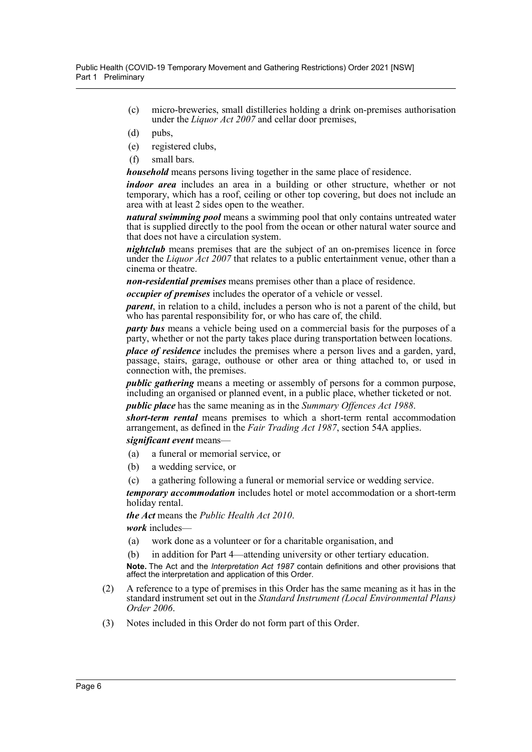(c) micro-breweries, small distilleries holding a drink on-premises authorisation under the *Liquor Act 2007* and cellar door premises,

(d) pubs,

(e) registered clubs,

(f) small bars.

***household*** means persons living together in the same place of residence.

***indoor area*** includes an area in a building or other structure, whether or not temporary, which has a roof, ceiling or other top covering, but does not include an area with at least 2 sides open to the weather.

***natural swimming pool*** means a swimming pool that only contains untreated water that is supplied directly to the pool from the ocean or other natural water source and that does not have a circulation system.

***nightclub*** means premises that are the subject of an on-premises licence in force under the *Liquor Act 2007* that relates to a public entertainment venue, other than a cinema or theatre.

***non-residential premises*** means premises other than a place of residence.

***occupier of premises*** includes the operator of a vehicle or vessel.

***parent***, in relation to a child, includes a person who is not a parent of the child, but who has parental responsibility for, or who has care of, the child.

***party bus*** means a vehicle being used on a commercial basis for the purposes of a party, whether or not the party takes place during transportation between locations.

***place of residence*** includes the premises where a person lives and a garden, yard, passage, stairs, garage, outhouse or other area or thing attached to, or used in connection with, the premises.

***public gathering*** means a meeting or assembly of persons for a common purpose, including an organised or planned event, in a public place, whether ticketed or not.

***public place*** has the same meaning as in the *Summary Offences Act 1988*.

***short-term rental*** means premises to which a short-term rental accommodation arrangement, as defined in the *Fair Trading Act 1987*, section 54A applies.

***significant event*** means—

(a) a funeral or memorial service, or

(b) a wedding service, or

(c) a gathering following a funeral or memorial service or wedding service.

***temporary accommodation*** includes hotel or motel accommodation or a short-term holiday rental.

***the Act*** means the *Public Health Act 2010*.

***work*** includes—

(a) work done as a volunteer or for a charitable organisation, and

(b) in addition for Part 4—attending university or other tertiary education.

**Note.** The Act and the *Interpretation Act 1987* contain definitions and other provisions that affect the interpretation and application of this Order.

(2) A reference to a type of premises in this Order has the same meaning as it has in the standard instrument set out in the *Standard Instrument (Local Environmental Plans) Order 2006*.

(3) Notes included in this Order do not form part of this Order.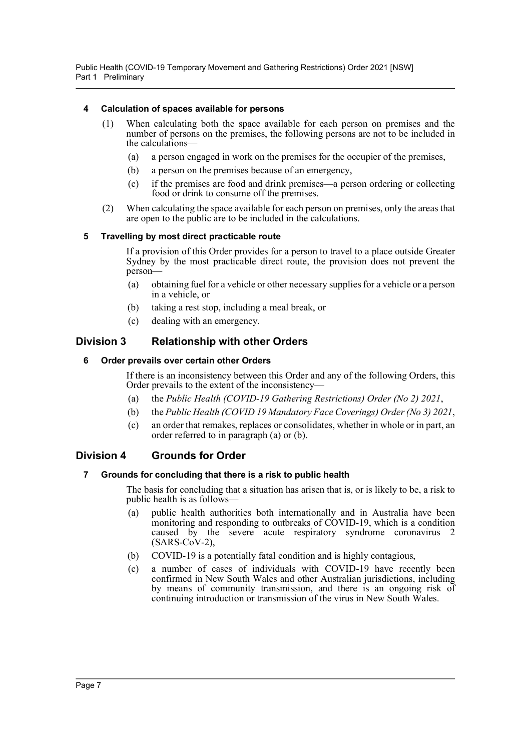### 4 Calculation of spaces available for persons

(1) When calculating both the space available for each person on premises and the number of persons on the premises, the following persons are not to be included in the calculations—

(a) a person engaged in work on the premises for the occupier of the premises,

(b) a person on the premises because of an emergency,

(c) if the premises are food and drink premises—a person ordering or collecting food or drink to consume off the premises.

(2) When calculating the space available for each person on premises, only the areas that are open to the public are to be included in the calculations.

### 5 Travelling by most direct practicable route

If a provision of this Order provides for a person to travel to a place outside Greater Sydney by the most practicable direct route, the provision does not prevent the person—

(a) obtaining fuel for a vehicle or other necessary supplies for a vehicle or a person in a vehicle, or

(b) taking a rest stop, including a meal break, or

(c) dealing with an emergency.

## Division 3 Relationship with other Orders

### 6 Order prevails over certain other Orders

If there is an inconsistency between this Order and any of the following Orders, this Order prevails to the extent of the inconsistency—

(a) the *Public Health (COVID-19 Gathering Restrictions) Order (No 2) 2021*,

(b) the *Public Health (COVID 19 Mandatory Face Coverings) Order (No 3) 2021*,

(c) an order that remakes, replaces or consolidates, whether in whole or in part, an order referred to in paragraph (a) or (b).

## Division 4 Grounds for Order

### 7 Grounds for concluding that there is a risk to public health

The basis for concluding that a situation has arisen that is, or is likely to be, a risk to public health is as follows—

(a) public health authorities both internationally and in Australia have been monitoring and responding to outbreaks of COVID-19, which is a condition caused by the severe acute respiratory syndrome coronavirus 2 (SARS-CoV-2),

(b) COVID-19 is a potentially fatal condition and is highly contagious,

(c) a number of cases of individuals with COVID-19 have recently been confirmed in New South Wales and other Australian jurisdictions, including by means of community transmission, and there is an ongoing risk of continuing introduction or transmission of the virus in New South Wales.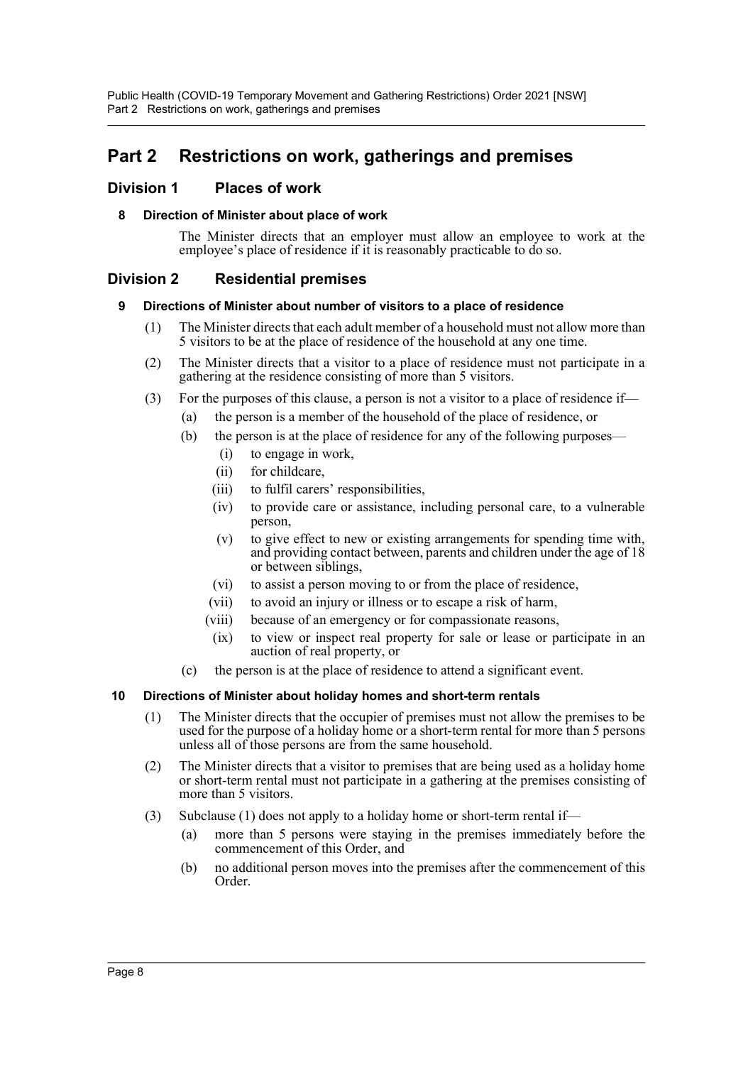# Part 2 Restrictions on work, gatherings and premises

## Division 1 Places of work

### 8 Direction of Minister about place of work

The Minister directs that an employer must allow an employee to work at the employee's place of residence if it is reasonably practicable to do so.

## Division 2 Residential premises

### 9 Directions of Minister about number of visitors to a place of residence

(1) The Minister directs that each adult member of a household must not allow more than 5 visitors to be at the place of residence of the household at any one time.

(2) The Minister directs that a visitor to a place of residence must not participate in a gathering at the residence consisting of more than 5 visitors.

(3) For the purposes of this clause, a person is not a visitor to a place of residence if—

- (a) the person is a member of the household of the place of residence, or
- (b) the person is at the place of residence for any of the following purposes—
  - (i) to engage in work,
  - (ii) for childcare,
  - (iii) to fulfil carers' responsibilities,
  - (iv) to provide care or assistance, including personal care, to a vulnerable person,
  - (v) to give effect to new or existing arrangements for spending time with, and providing contact between, parents and children under the age of 18 or between siblings,
  - (vi) to assist a person moving to or from the place of residence,
  - (vii) to avoid an injury or illness or to escape a risk of harm,
  - (viii) because of an emergency or for compassionate reasons,
  - (ix) to view or inspect real property for sale or lease or participate in an auction of real property, or
- (c) the person is at the place of residence to attend a significant event.

### 10 Directions of Minister about holiday homes and short-term rentals

(1) The Minister directs that the occupier of premises must not allow the premises to be used for the purpose of a holiday home or a short-term rental for more than 5 persons unless all of those persons are from the same household.

(2) The Minister directs that a visitor to premises that are being used as a holiday home or short-term rental must not participate in a gathering at the premises consisting of more than 5 visitors.

(3) Subclause (1) does not apply to a holiday home or short-term rental if—

- (a) more than 5 persons were staying in the premises immediately before the commencement of this Order, and
- (b) no additional person moves into the premises after the commencement of this Order.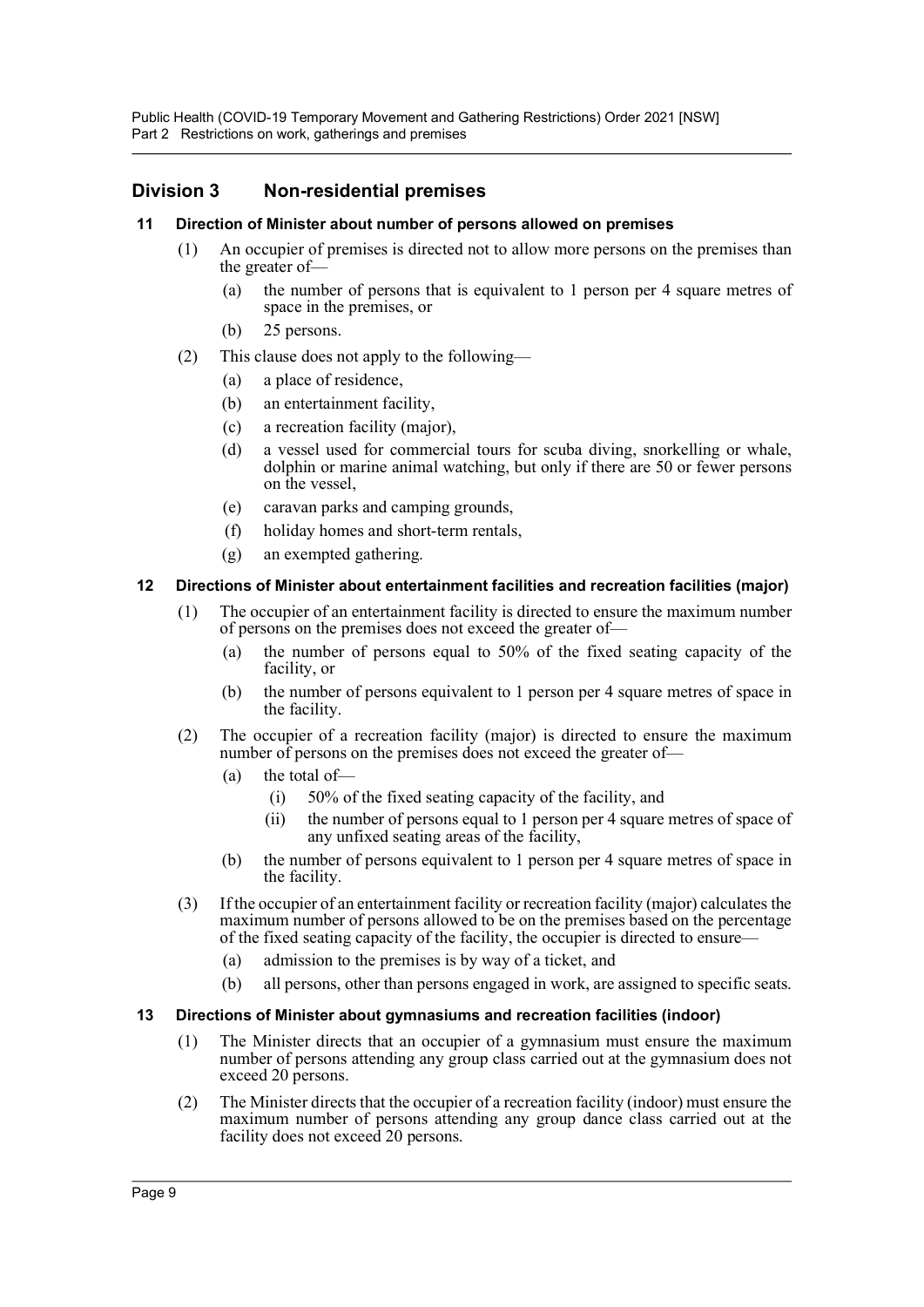## Division 3 Non-residential premises

### 11 Direction of Minister about number of persons allowed on premises

(1) An occupier of premises is directed not to allow more persons on the premises than the greater of—

(a) the number of persons that is equivalent to 1 person per 4 square metres of space in the premises, or

(b) 25 persons.

(2) This clause does not apply to the following—

(a) a place of residence,

(b) an entertainment facility,

(c) a recreation facility (major),

(d) a vessel used for commercial tours for scuba diving, snorkelling or whale, dolphin or marine animal watching, but only if there are 50 or fewer persons on the vessel,

(e) caravan parks and camping grounds,

(f) holiday homes and short-term rentals,

(g) an exempted gathering.

### 12 Directions of Minister about entertainment facilities and recreation facilities (major)

(1) The occupier of an entertainment facility is directed to ensure the maximum number of persons on the premises does not exceed the greater of—

(a) the number of persons equal to 50% of the fixed seating capacity of the facility, or

(b) the number of persons equivalent to 1 person per 4 square metres of space in the facility.

(2) The occupier of a recreation facility (major) is directed to ensure the maximum number of persons on the premises does not exceed the greater of—

(a) the total of—

(i) 50% of the fixed seating capacity of the facility, and

(ii) the number of persons equal to 1 person per 4 square metres of space of any unfixed seating areas of the facility,

(b) the number of persons equivalent to 1 person per 4 square metres of space in the facility.

(3) If the occupier of an entertainment facility or recreation facility (major) calculates the maximum number of persons allowed to be on the premises based on the percentage of the fixed seating capacity of the facility, the occupier is directed to ensure—

(a) admission to the premises is by way of a ticket, and

(b) all persons, other than persons engaged in work, are assigned to specific seats.

### 13 Directions of Minister about gymnasiums and recreation facilities (indoor)

(1) The Minister directs that an occupier of a gymnasium must ensure the maximum number of persons attending any group class carried out at the gymnasium does not exceed 20 persons.

(2) The Minister directs that the occupier of a recreation facility (indoor) must ensure the maximum number of persons attending any group dance class carried out at the facility does not exceed 20 persons.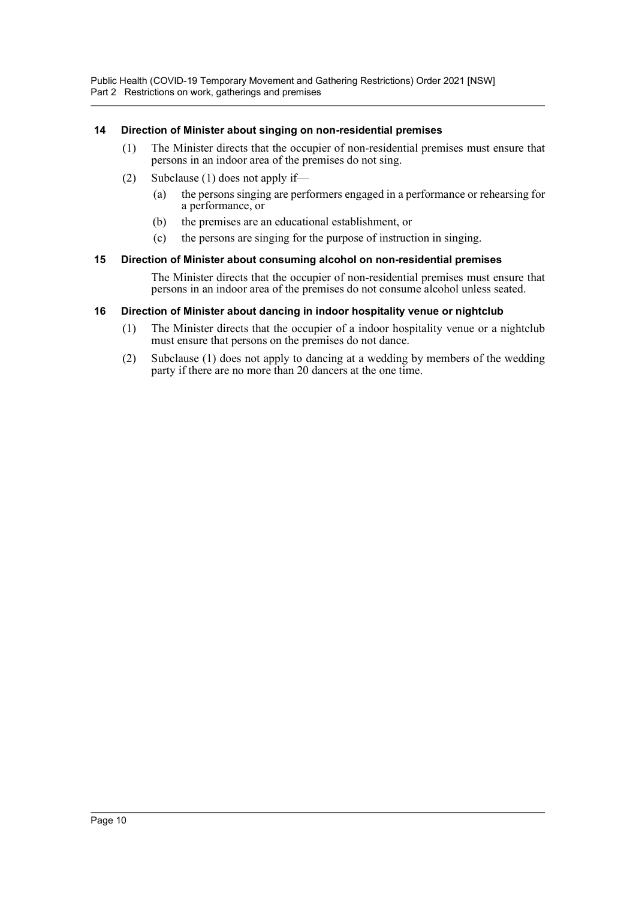### 14 Direction of Minister about singing on non-residential premises

(1) The Minister directs that the occupier of non-residential premises must ensure that persons in an indoor area of the premises do not sing.

(2) Subclause (1) does not apply if—

(a) the persons singing are performers engaged in a performance or rehearsing for a performance, or

(b) the premises are an educational establishment, or

(c) the persons are singing for the purpose of instruction in singing.

### 15 Direction of Minister about consuming alcohol on non-residential premises

The Minister directs that the occupier of non-residential premises must ensure that persons in an indoor area of the premises do not consume alcohol unless seated.

### 16 Direction of Minister about dancing in indoor hospitality venue or nightclub

(1) The Minister directs that the occupier of a indoor hospitality venue or a nightclub must ensure that persons on the premises do not dance.

(2) Subclause (1) does not apply to dancing at a wedding by members of the wedding party if there are no more than 20 dancers at the one time.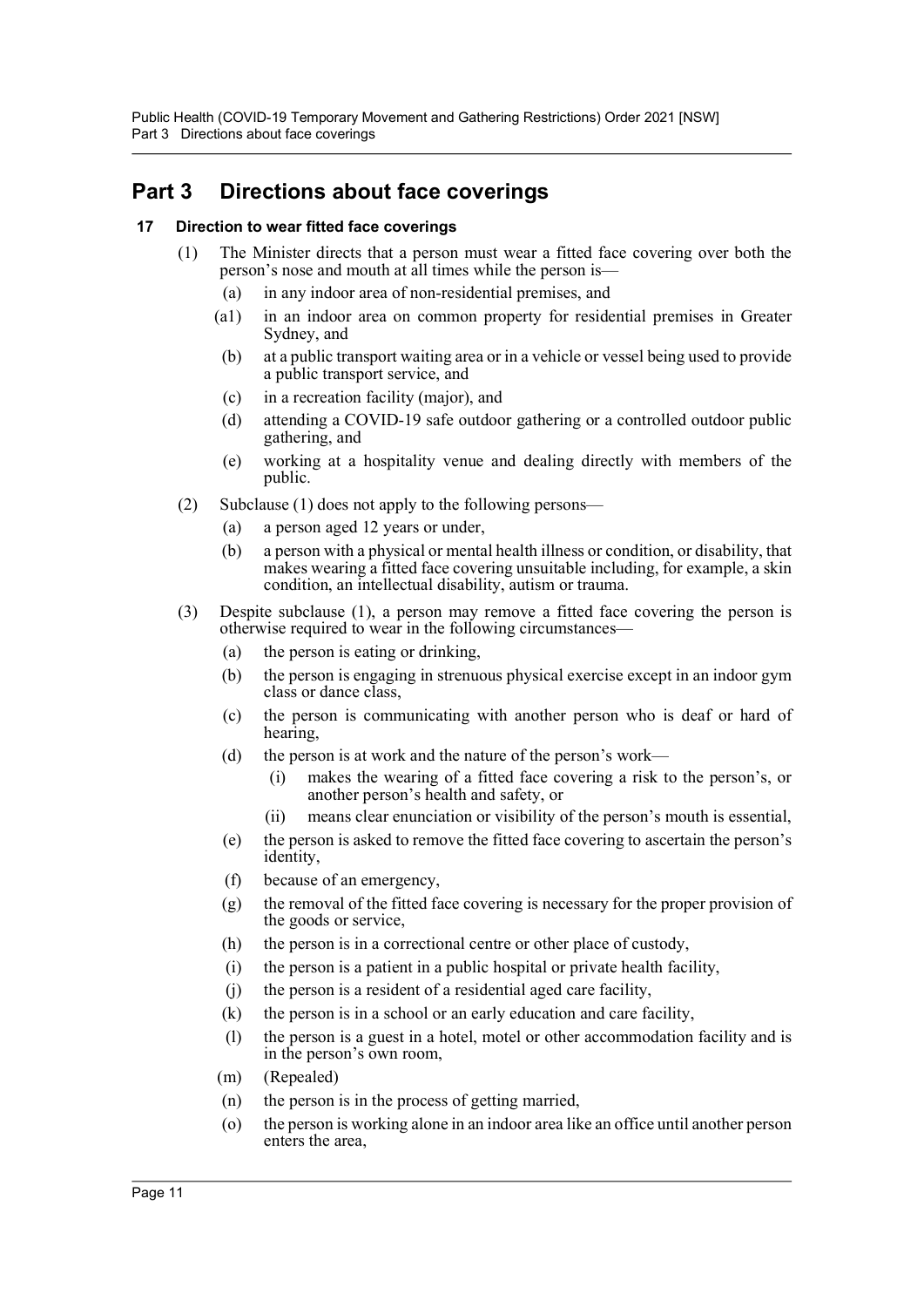# Part 3 Directions about face coverings

### 17 Direction to wear fitted face coverings

(1) The Minister directs that a person must wear a fitted face covering over both the person's nose and mouth at all times while the person is—

- (a) in any indoor area of non-residential premises, and
- (a1) in an indoor area on common property for residential premises in Greater Sydney, and
- (b) at a public transport waiting area or in a vehicle or vessel being used to provide a public transport service, and
- (c) in a recreation facility (major), and
- (d) attending a COVID-19 safe outdoor gathering or a controlled outdoor public gathering, and
- (e) working at a hospitality venue and dealing directly with members of the public.

(2) Subclause (1) does not apply to the following persons—

- (a) a person aged 12 years or under,
- (b) a person with a physical or mental health illness or condition, or disability, that makes wearing a fitted face covering unsuitable including, for example, a skin condition, an intellectual disability, autism or trauma.

(3) Despite subclause (1), a person may remove a fitted face covering the person is otherwise required to wear in the following circumstances—

- (a) the person is eating or drinking,
- (b) the person is engaging in strenuous physical exercise except in an indoor gym class or dance class,
- (c) the person is communicating with another person who is deaf or hard of hearing,
- (d) the person is at work and the nature of the person's work—
  - (i) makes the wearing of a fitted face covering a risk to the person's, or another person's health and safety, or
  - (ii) means clear enunciation or visibility of the person's mouth is essential,
- (e) the person is asked to remove the fitted face covering to ascertain the person's identity,
- (f) because of an emergency,
- (g) the removal of the fitted face covering is necessary for the proper provision of the goods or service,
- (h) the person is in a correctional centre or other place of custody,
- (i) the person is a patient in a public hospital or private health facility,
- (j) the person is a resident of a residential aged care facility,
- (k) the person is in a school or an early education and care facility,
- (l) the person is a guest in a hotel, motel or other accommodation facility and is in the person's own room,
- (m) (Repealed)
- (n) the person is in the process of getting married,
- (o) the person is working alone in an indoor area like an office until another person enters the area,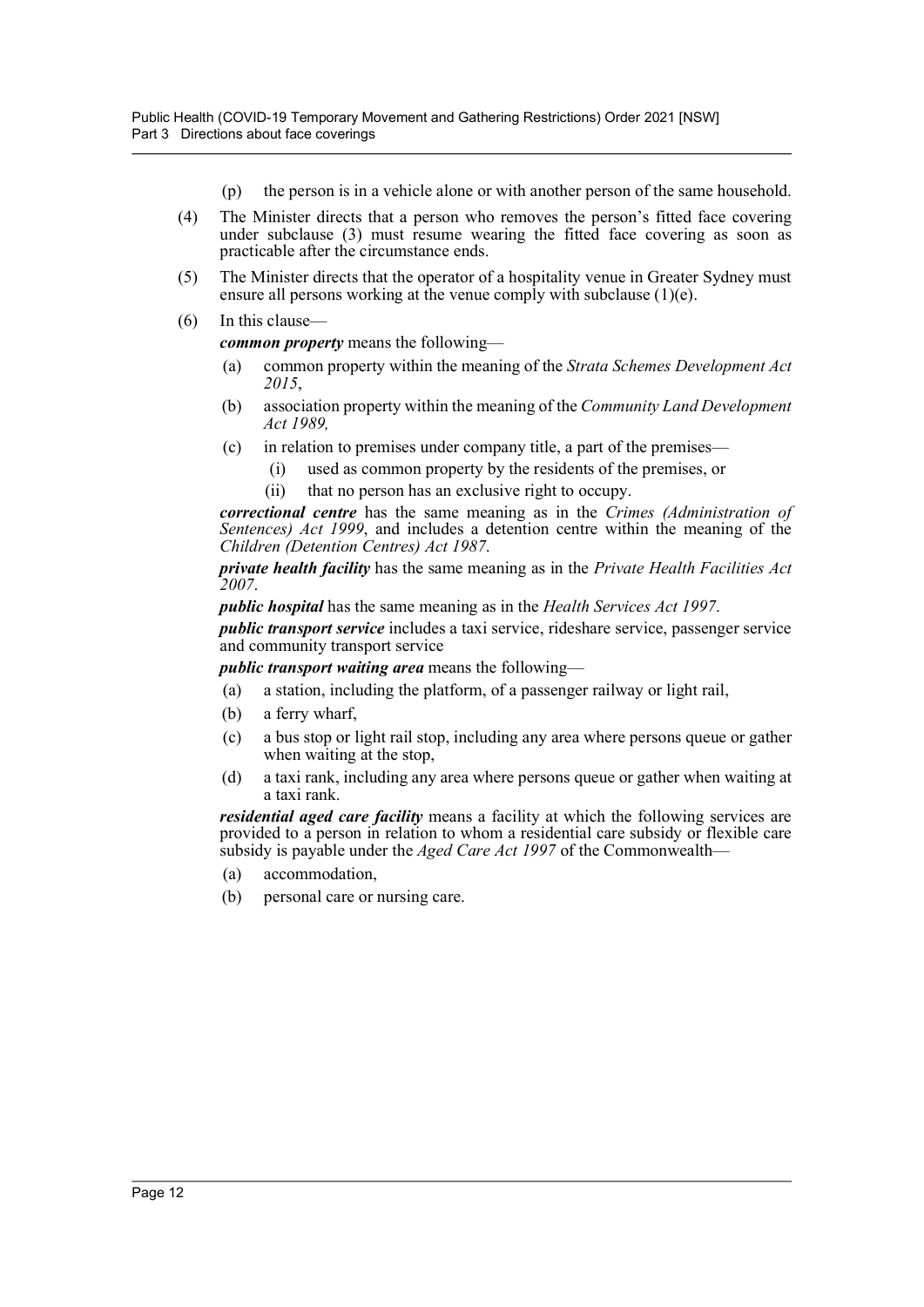(p) the person is in a vehicle alone or with another person of the same household.

(4) The Minister directs that a person who removes the person's fitted face covering under subclause (3) must resume wearing the fitted face covering as soon as practicable after the circumstance ends.

(5) The Minister directs that the operator of a hospitality venue in Greater Sydney must ensure all persons working at the venue comply with subclause (1)(e).

(6) In this clause—

***common property*** means the following—

(a) common property within the meaning of the *Strata Schemes Development Act 2015*,

(b) association property within the meaning of the *Community Land Development Act 1989,*

(c) in relation to premises under company title, a part of the premises—

(i) used as common property by the residents of the premises, or

(ii) that no person has an exclusive right to occupy.

***correctional centre*** has the same meaning as in the *Crimes (Administration of Sentences) Act 1999*, and includes a detention centre within the meaning of the *Children (Detention Centres) Act 1987*.

***private health facility*** has the same meaning as in the *Private Health Facilities Act 2007*.

***public hospital*** has the same meaning as in the *Health Services Act 1997*.

***public transport service*** includes a taxi service, rideshare service, passenger service and community transport service

***public transport waiting area*** means the following—

(a) a station, including the platform, of a passenger railway or light rail,

(b) a ferry wharf,

(c) a bus stop or light rail stop, including any area where persons queue or gather when waiting at the stop,

(d) a taxi rank, including any area where persons queue or gather when waiting at a taxi rank.

***residential aged care facility*** means a facility at which the following services are provided to a person in relation to whom a residential care subsidy or flexible care subsidy is payable under the *Aged Care Act 1997* of the Commonwealth—

(a) accommodation,

(b) personal care or nursing care.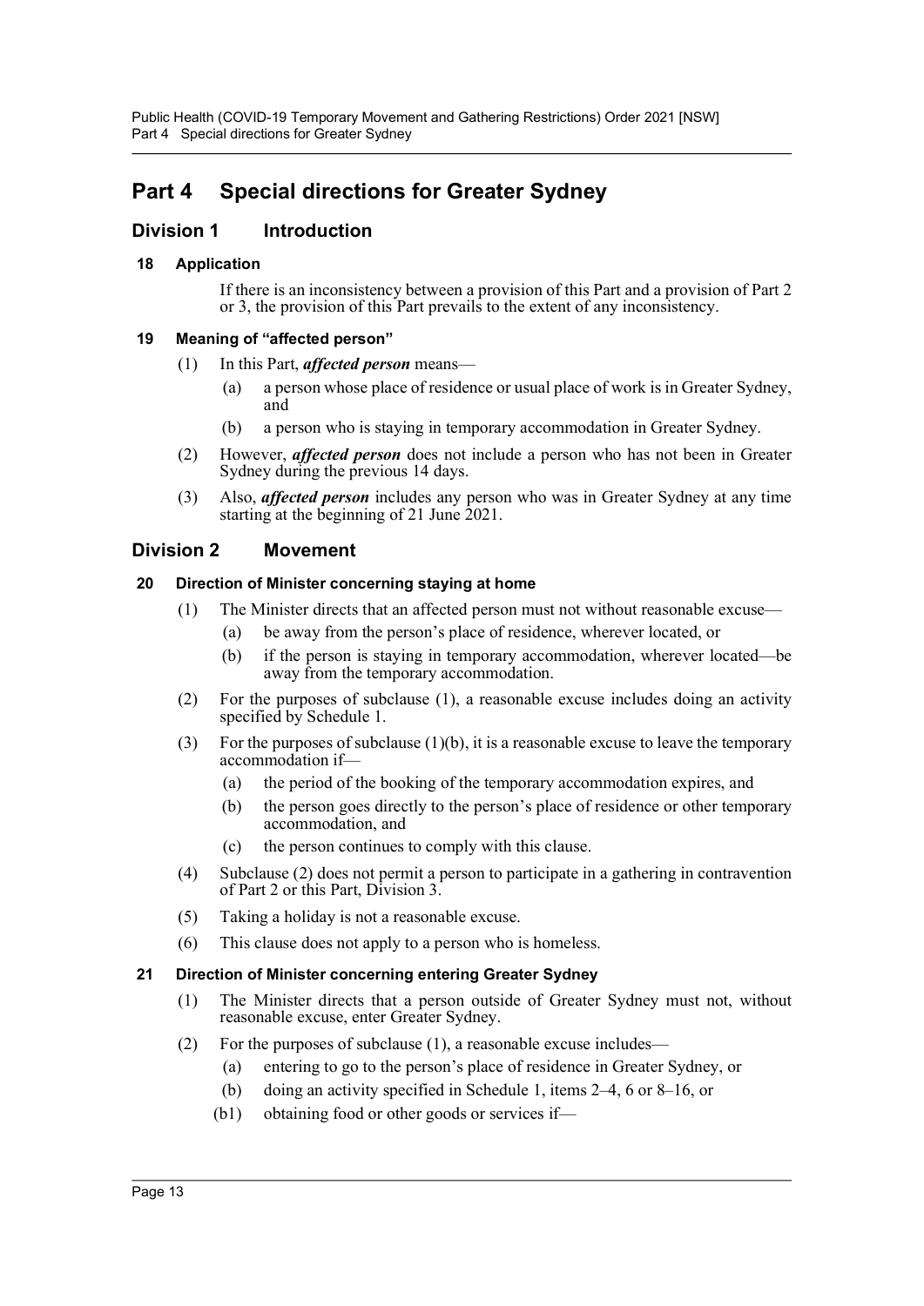# Part 4 Special directions for Greater Sydney

## Division 1 Introduction

### 18 Application

If there is an inconsistency between a provision of this Part and a provision of Part 2 or 3, the provision of this Part prevails to the extent of any inconsistency.

### 19 Meaning of "affected person"

(1) In this Part, ***affected person*** means—

(a) a person whose place of residence or usual place of work is in Greater Sydney, and

(b) a person who is staying in temporary accommodation in Greater Sydney.

(2) However, ***affected person*** does not include a person who has not been in Greater Sydney during the previous 14 days.

(3) Also, ***affected person*** includes any person who was in Greater Sydney at any time starting at the beginning of 21 June 2021.

## Division 2 Movement

### 20 Direction of Minister concerning staying at home

(1) The Minister directs that an affected person must not without reasonable excuse—

(a) be away from the person's place of residence, wherever located, or

(b) if the person is staying in temporary accommodation, wherever located—be away from the temporary accommodation.

(2) For the purposes of subclause (1), a reasonable excuse includes doing an activity specified by Schedule 1.

(3) For the purposes of subclause (1)(b), it is a reasonable excuse to leave the temporary accommodation if—

(a) the period of the booking of the temporary accommodation expires, and

(b) the person goes directly to the person's place of residence or other temporary accommodation, and

(c) the person continues to comply with this clause.

(4) Subclause (2) does not permit a person to participate in a gathering in contravention of Part 2 or this Part, Division 3.

(5) Taking a holiday is not a reasonable excuse.

(6) This clause does not apply to a person who is homeless.

### 21 Direction of Minister concerning entering Greater Sydney

(1) The Minister directs that a person outside of Greater Sydney must not, without reasonable excuse, enter Greater Sydney.

(2) For the purposes of subclause (1), a reasonable excuse includes—

(a) entering to go to the person's place of residence in Greater Sydney, or

(b) doing an activity specified in Schedule 1, items 2–4, 6 or 8–16, or

(b1) obtaining food or other goods or services if—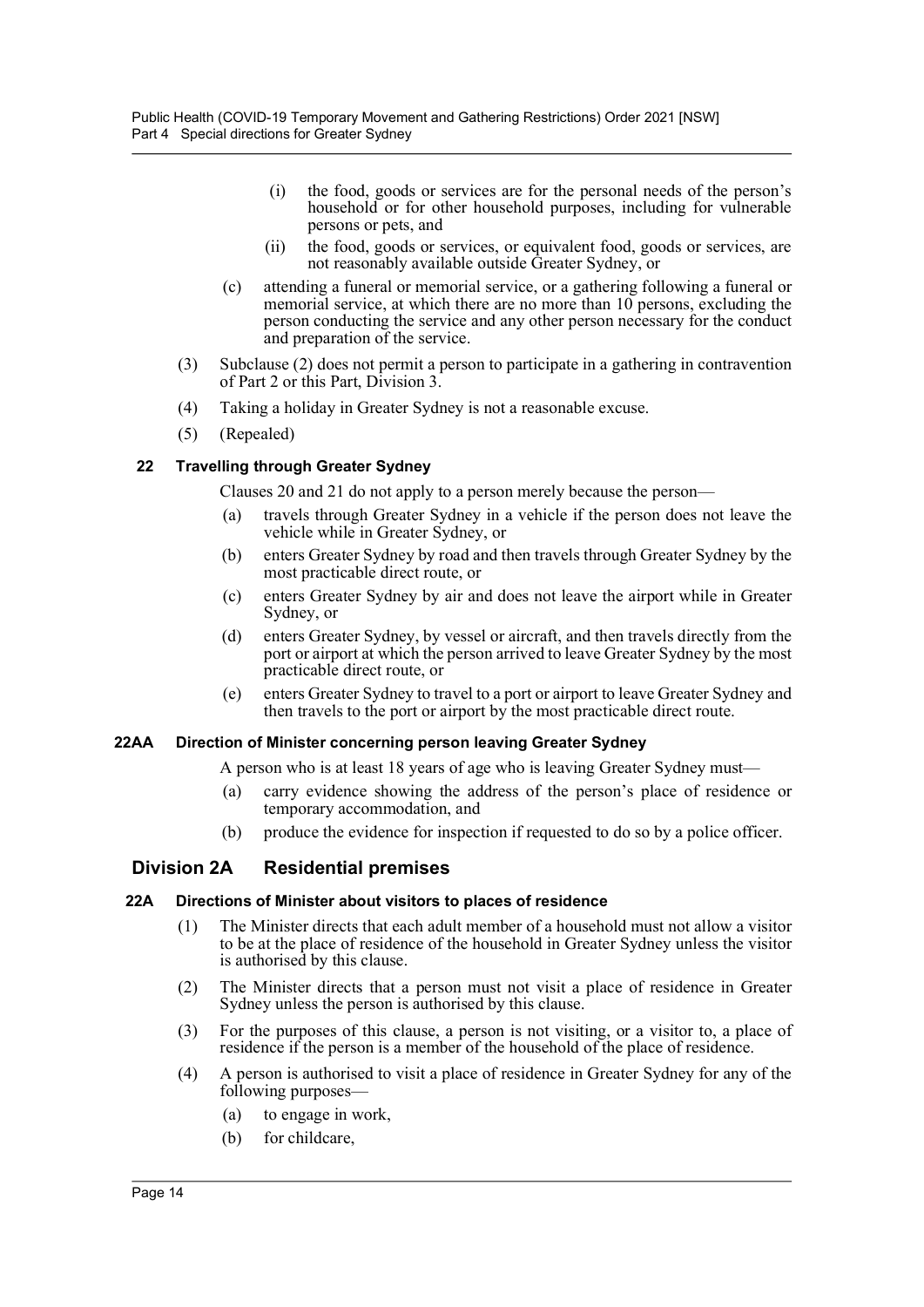- (i) the food, goods or services are for the personal needs of the person's household or for other household purposes, including for vulnerable persons or pets, and
- (ii) the food, goods or services, or equivalent food, goods or services, are not reasonably available outside Greater Sydney, or

(c) attending a funeral or memorial service, or a gathering following a funeral or memorial service, at which there are no more than 10 persons, excluding the person conducting the service and any other person necessary for the conduct and preparation of the service.

(3) Subclause (2) does not permit a person to participate in a gathering in contravention of Part 2 or this Part, Division 3.

(4) Taking a holiday in Greater Sydney is not a reasonable excuse.

(5) (Repealed)

### 22 Travelling through Greater Sydney

Clauses 20 and 21 do not apply to a person merely because the person—

(a) travels through Greater Sydney in a vehicle if the person does not leave the vehicle while in Greater Sydney, or

(b) enters Greater Sydney by road and then travels through Greater Sydney by the most practicable direct route, or

(c) enters Greater Sydney by air and does not leave the airport while in Greater Sydney, or

(d) enters Greater Sydney, by vessel or aircraft, and then travels directly from the port or airport at which the person arrived to leave Greater Sydney by the most practicable direct route, or

(e) enters Greater Sydney to travel to a port or airport to leave Greater Sydney and then travels to the port or airport by the most practicable direct route.

### 22AA Direction of Minister concerning person leaving Greater Sydney

A person who is at least 18 years of age who is leaving Greater Sydney must—

(a) carry evidence showing the address of the person's place of residence or temporary accommodation, and

(b) produce the evidence for inspection if requested to do so by a police officer.

## Division 2A Residential premises

### 22A Directions of Minister about visitors to places of residence

(1) The Minister directs that each adult member of a household must not allow a visitor to be at the place of residence of the household in Greater Sydney unless the visitor is authorised by this clause.

(2) The Minister directs that a person must not visit a place of residence in Greater Sydney unless the person is authorised by this clause.

(3) For the purposes of this clause, a person is not visiting, or a visitor to, a place of residence if the person is a member of the household of the place of residence.

(4) A person is authorised to visit a place of residence in Greater Sydney for any of the following purposes—

(a) to engage in work,

(b) for childcare,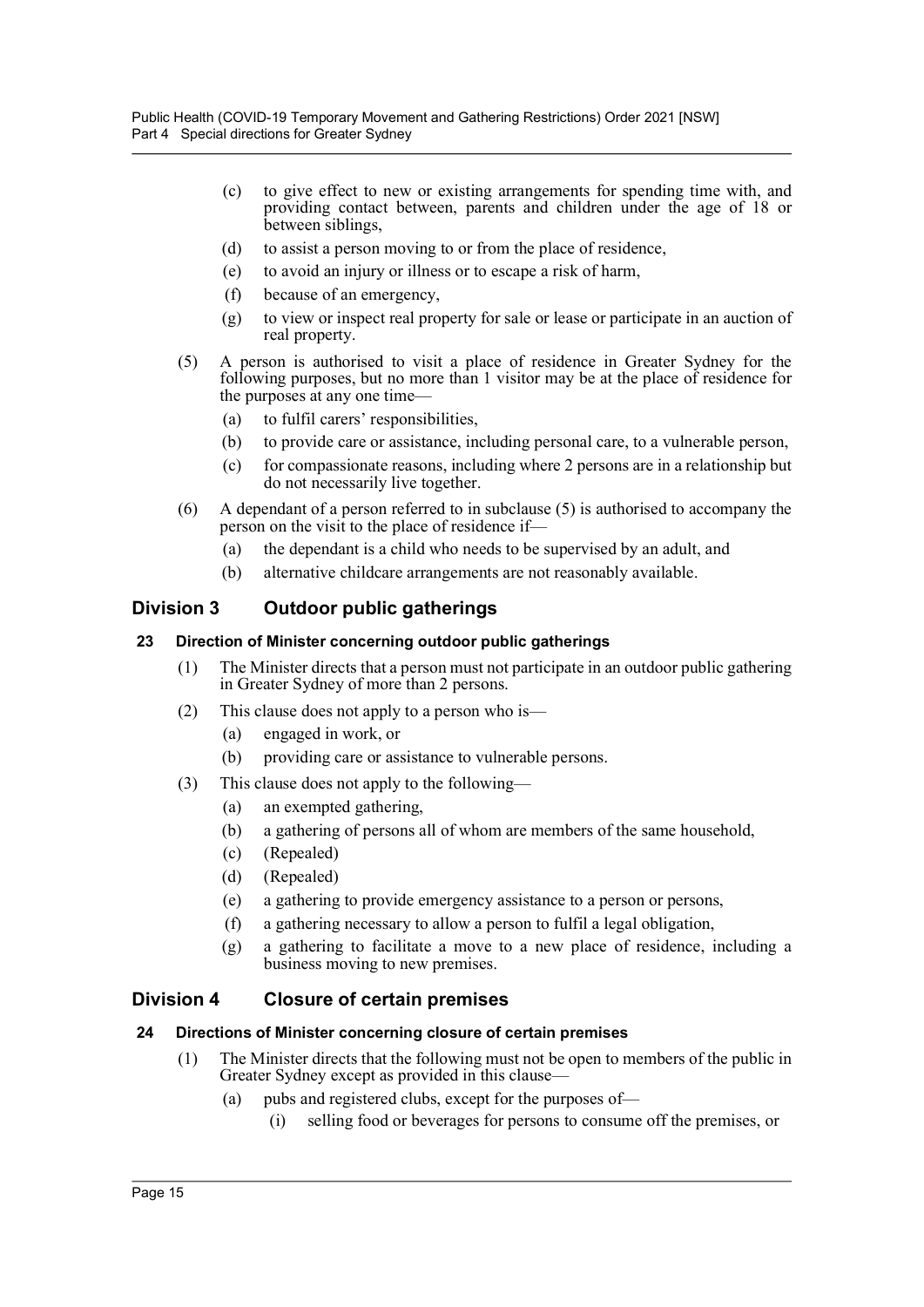(c) to give effect to new or existing arrangements for spending time with, and providing contact between, parents and children under the age of 18 or between siblings,

(d) to assist a person moving to or from the place of residence,

(e) to avoid an injury or illness or to escape a risk of harm,

(f) because of an emergency,

(g) to view or inspect real property for sale or lease or participate in an auction of real property.

(5) A person is authorised to visit a place of residence in Greater Sydney for the following purposes, but no more than 1 visitor may be at the place of residence for the purposes at any one time—

(a) to fulfil carers' responsibilities,

(b) to provide care or assistance, including personal care, to a vulnerable person,

(c) for compassionate reasons, including where 2 persons are in a relationship but do not necessarily live together.

(6) A dependant of a person referred to in subclause (5) is authorised to accompany the person on the visit to the place of residence if—

(a) the dependant is a child who needs to be supervised by an adult, and

(b) alternative childcare arrangements are not reasonably available.

## Division 3 Outdoor public gatherings

### 23 Direction of Minister concerning outdoor public gatherings

(1) The Minister directs that a person must not participate in an outdoor public gathering in Greater Sydney of more than 2 persons.

(2) This clause does not apply to a person who is—

(a) engaged in work, or

(b) providing care or assistance to vulnerable persons.

(3) This clause does not apply to the following—

(a) an exempted gathering,

(b) a gathering of persons all of whom are members of the same household,

(c) (Repealed)

(d) (Repealed)

(e) a gathering to provide emergency assistance to a person or persons,

(f) a gathering necessary to allow a person to fulfil a legal obligation,

(g) a gathering to facilitate a move to a new place of residence, including a business moving to new premises.

## Division 4 Closure of certain premises

### 24 Directions of Minister concerning closure of certain premises

(1) The Minister directs that the following must not be open to members of the public in Greater Sydney except as provided in this clause—

(a) pubs and registered clubs, except for the purposes of—

(i) selling food or beverages for persons to consume off the premises, or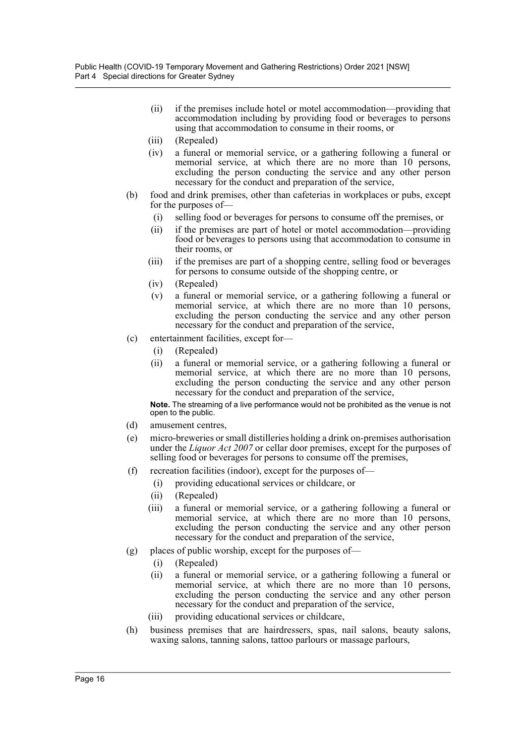(ii) if the premises include hotel or motel accommodation—providing that accommodation including by providing food or beverages to persons using that accommodation to consume in their rooms, or

(iii) (Repealed)

(iv) a funeral or memorial service, or a gathering following a funeral or memorial service, at which there are no more than 10 persons, excluding the person conducting the service and any other person necessary for the conduct and preparation of the service,

(b) food and drink premises, other than cafeterias in workplaces or pubs, except for the purposes of—

(i) selling food or beverages for persons to consume off the premises, or

(ii) if the premises are part of hotel or motel accommodation—providing food or beverages to persons using that accommodation to consume in their rooms, or

(iii) if the premises are part of a shopping centre, selling food or beverages for persons to consume outside of the shopping centre, or

(iv) (Repealed)

(v) a funeral or memorial service, or a gathering following a funeral or memorial service, at which there are no more than 10 persons, excluding the person conducting the service and any other person necessary for the conduct and preparation of the service,

(c) entertainment facilities, except for—

(i) (Repealed)

(ii) a funeral or memorial service, or a gathering following a funeral or memorial service, at which there are no more than 10 persons, excluding the person conducting the service and any other person necessary for the conduct and preparation of the service,

**Note.** The streaming of a live performance would not be prohibited as the venue is not open to the public.

(d) amusement centres,

(e) micro-breweries or small distilleries holding a drink on-premises authorisation under the *Liquor Act 2007* or cellar door premises, except for the purposes of selling food or beverages for persons to consume off the premises,

(f) recreation facilities (indoor), except for the purposes of—

(i) providing educational services or childcare, or

(ii) (Repealed)

(iii) a funeral or memorial service, or a gathering following a funeral or memorial service, at which there are no more than 10 persons, excluding the person conducting the service and any other person necessary for the conduct and preparation of the service,

(g) places of public worship, except for the purposes of—

(i) (Repealed)

(ii) a funeral or memorial service, or a gathering following a funeral or memorial service, at which there are no more than 10 persons, excluding the person conducting the service and any other person necessary for the conduct and preparation of the service,

(iii) providing educational services or childcare,

(h) business premises that are hairdressers, spas, nail salons, beauty salons, waxing salons, tanning salons, tattoo parlours or massage parlours,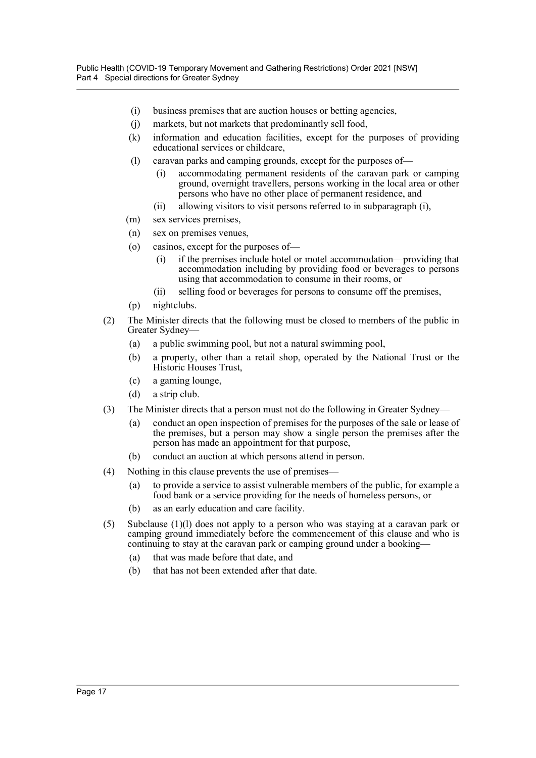- (i) business premises that are auction houses or betting agencies,
- (j) markets, but not markets that predominantly sell food,
- (k) information and education facilities, except for the purposes of providing educational services or childcare,
- (l) caravan parks and camping grounds, except for the purposes of—
  - (i) accommodating permanent residents of the caravan park or camping ground, overnight travellers, persons working in the local area or other persons who have no other place of permanent residence, and
  - (ii) allowing visitors to visit persons referred to in subparagraph (i),
- (m) sex services premises,
- (n) sex on premises venues,
- (o) casinos, except for the purposes of—
  - (i) if the premises include hotel or motel accommodation—providing that accommodation including by providing food or beverages to persons using that accommodation to consume in their rooms, or
  - (ii) selling food or beverages for persons to consume off the premises,
- (p) nightclubs.

(2) The Minister directs that the following must be closed to members of the public in Greater Sydney—

- (a) a public swimming pool, but not a natural swimming pool,
- (b) a property, other than a retail shop, operated by the National Trust or the Historic Houses Trust,
- (c) a gaming lounge,
- (d) a strip club.

(3) The Minister directs that a person must not do the following in Greater Sydney—

- (a) conduct an open inspection of premises for the purposes of the sale or lease of the premises, but a person may show a single person the premises after the person has made an appointment for that purpose,
- (b) conduct an auction at which persons attend in person.

(4) Nothing in this clause prevents the use of premises—

- (a) to provide a service to assist vulnerable members of the public, for example a food bank or a service providing for the needs of homeless persons, or
- (b) as an early education and care facility.

(5) Subclause (1)(l) does not apply to a person who was staying at a caravan park or camping ground immediately before the commencement of this clause and who is continuing to stay at the caravan park or camping ground under a booking—

- (a) that was made before that date, and
- (b) that has not been extended after that date.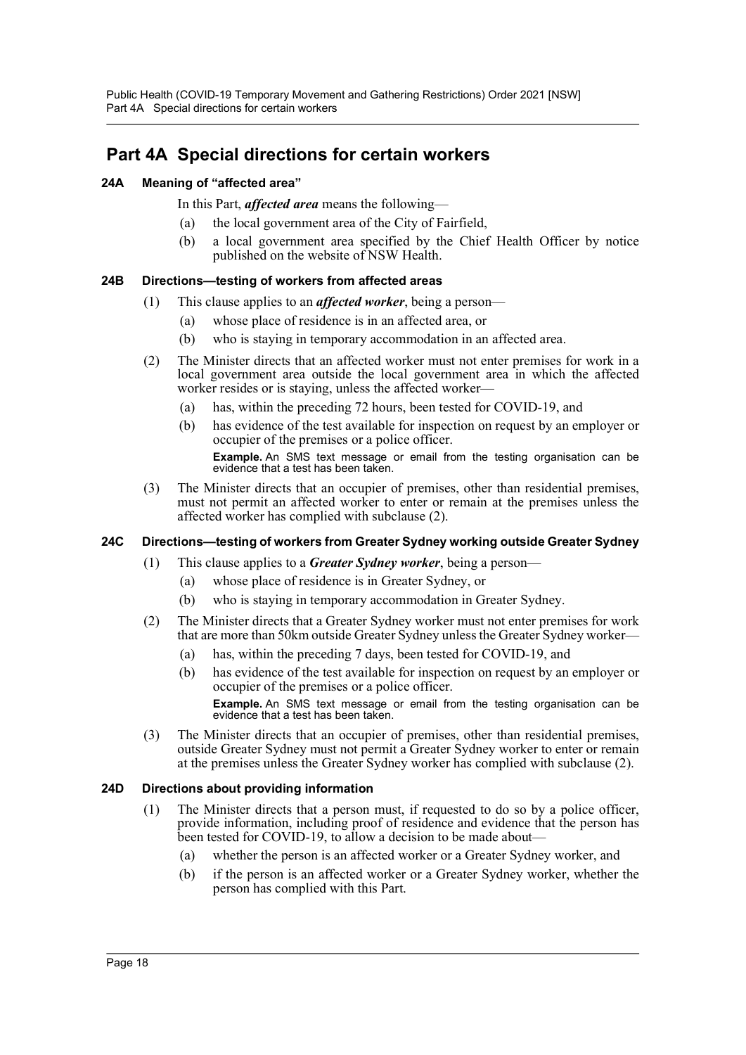# Part 4A Special directions for certain workers

## 24A Meaning of "affected area"

In this Part, ***affected area*** means the following—

(a) the local government area of the City of Fairfield,

(b) a local government area specified by the Chief Health Officer by notice published on the website of NSW Health.

## 24B Directions—testing of workers from affected areas

(1) This clause applies to an ***affected worker***, being a person—

(a) whose place of residence is in an affected area, or

(b) who is staying in temporary accommodation in an affected area.

(2) The Minister directs that an affected worker must not enter premises for work in a local government area outside the local government area in which the affected worker resides or is staying, unless the affected worker—

(a) has, within the preceding 72 hours, been tested for COVID-19, and

(b) has evidence of the test available for inspection on request by an employer or occupier of the premises or a police officer.

**Example.** An SMS text message or email from the testing organisation can be evidence that a test has been taken.

(3) The Minister directs that an occupier of premises, other than residential premises, must not permit an affected worker to enter or remain at the premises unless the affected worker has complied with subclause (2).

## 24C Directions—testing of workers from Greater Sydney working outside Greater Sydney

(1) This clause applies to a ***Greater Sydney worker***, being a person—

(a) whose place of residence is in Greater Sydney, or

(b) who is staying in temporary accommodation in Greater Sydney.

(2) The Minister directs that a Greater Sydney worker must not enter premises for work that are more than 50km outside Greater Sydney unless the Greater Sydney worker—

(a) has, within the preceding 7 days, been tested for COVID-19, and

(b) has evidence of the test available for inspection on request by an employer or occupier of the premises or a police officer.

**Example.** An SMS text message or email from the testing organisation can be evidence that a test has been taken.

(3) The Minister directs that an occupier of premises, other than residential premises, outside Greater Sydney must not permit a Greater Sydney worker to enter or remain at the premises unless the Greater Sydney worker has complied with subclause (2).

## 24D Directions about providing information

(1) The Minister directs that a person must, if requested to do so by a police officer, provide information, including proof of residence and evidence that the person has been tested for COVID-19, to allow a decision to be made about—

(a) whether the person is an affected worker or a Greater Sydney worker, and

(b) if the person is an affected worker or a Greater Sydney worker, whether the person has complied with this Part.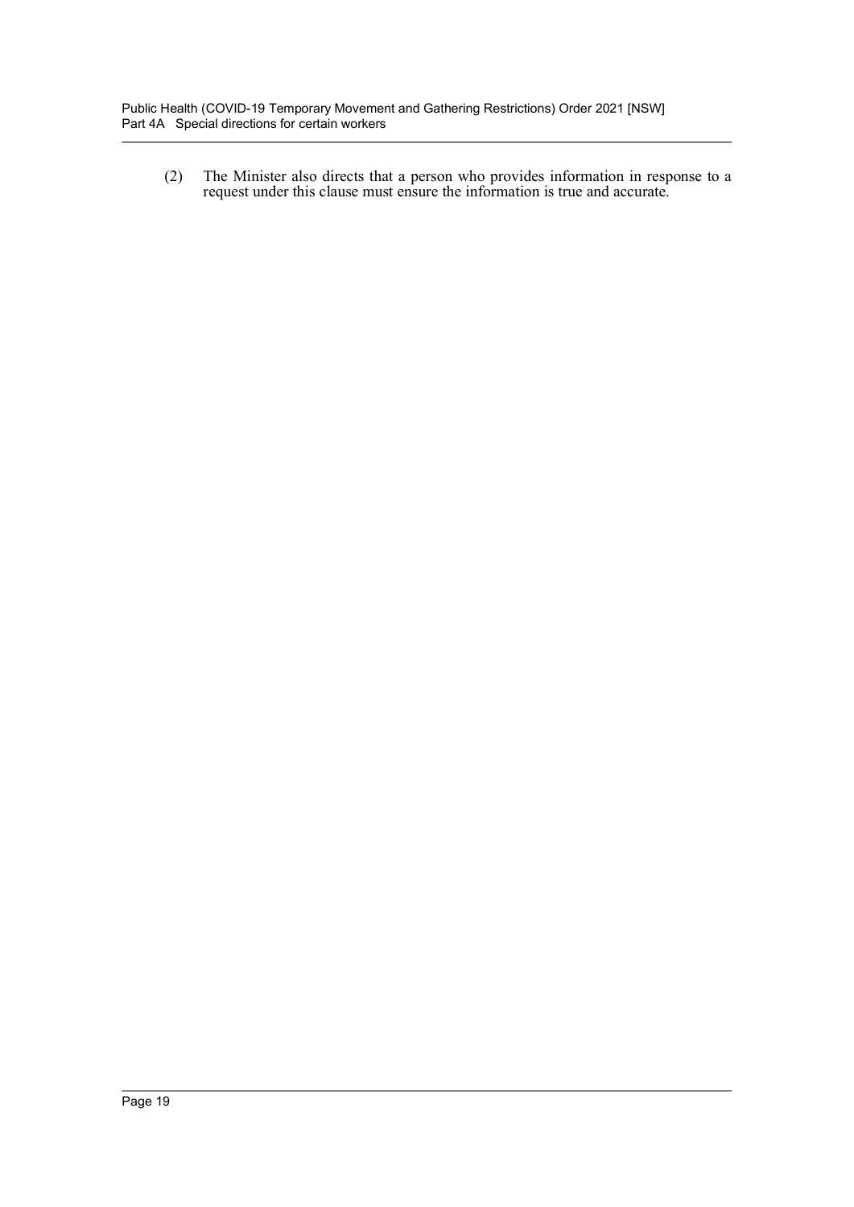(2) The Minister also directs that a person who provides information in response to a request under this clause must ensure the information is true and accurate.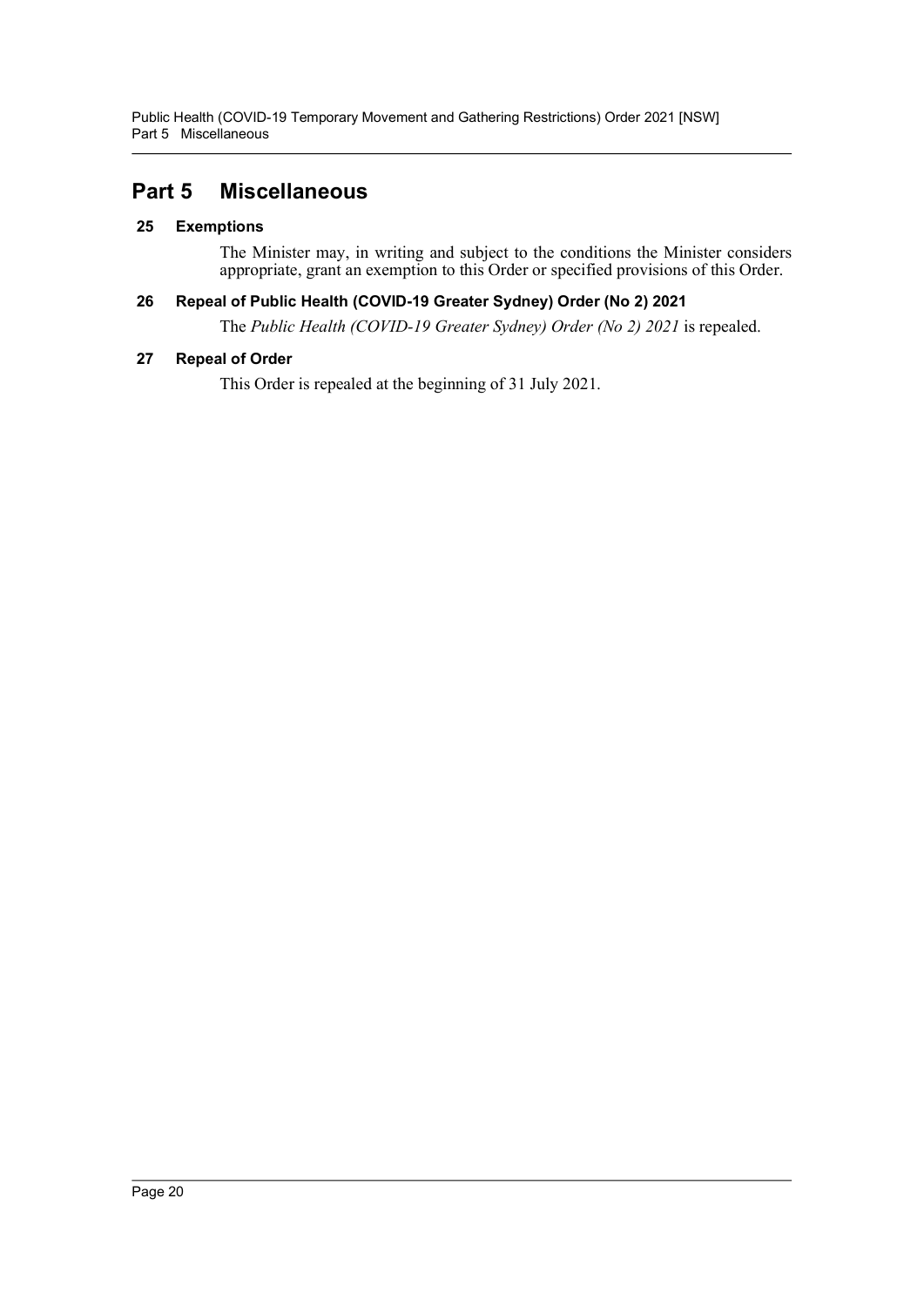# Part 5 Miscellaneous

### 25 Exemptions

The Minister may, in writing and subject to the conditions the Minister considers appropriate, grant an exemption to this Order or specified provisions of this Order.

### 26 Repeal of Public Health (COVID-19 Greater Sydney) Order (No 2) 2021

The *Public Health (COVID-19 Greater Sydney) Order (No 2) 2021* is repealed.

### 27 Repeal of Order

This Order is repealed at the beginning of 31 July 2021.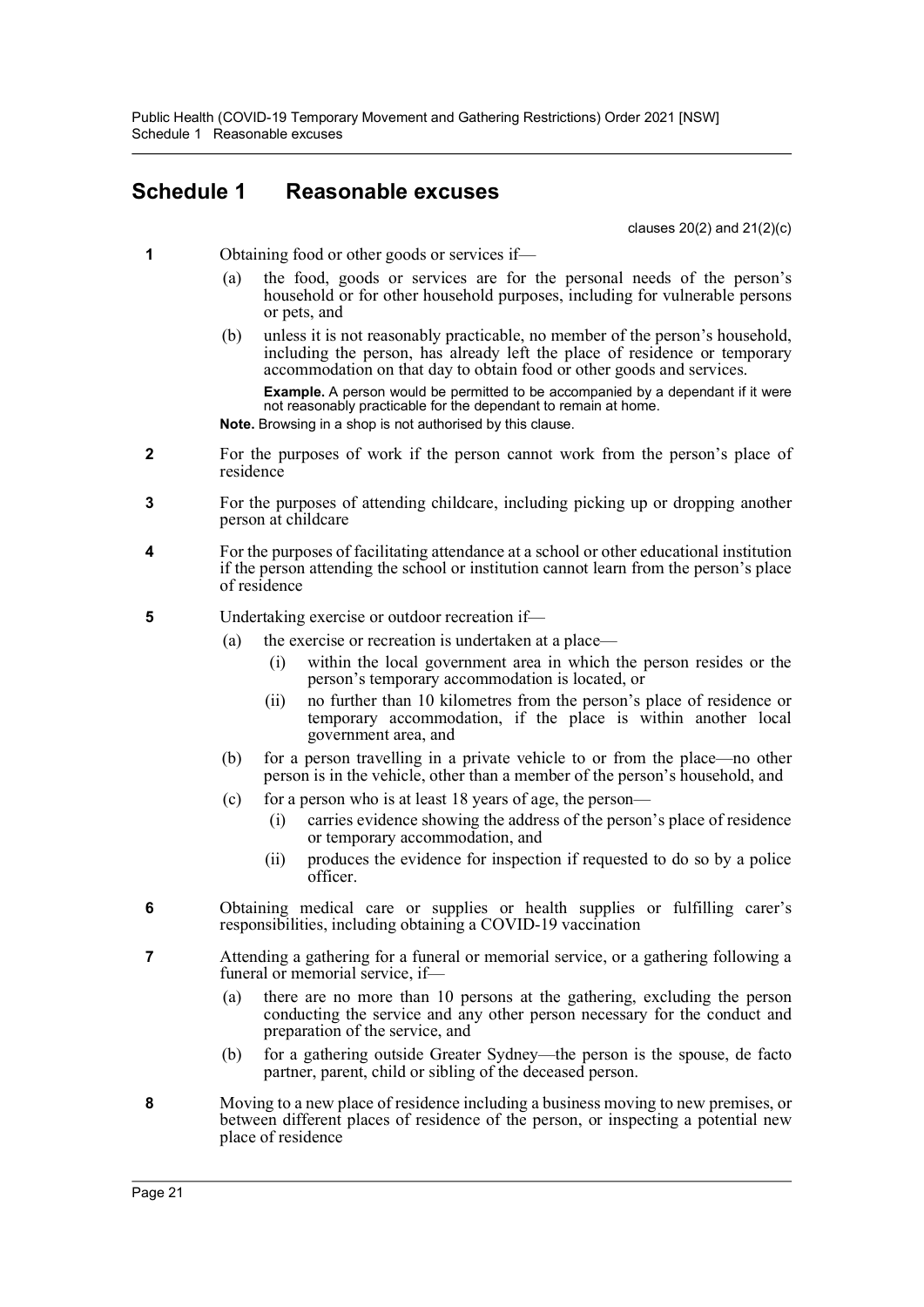# Schedule 1 Reasonable excuses

clauses 20(2) and 21(2)(c)

**1** Obtaining food or other goods or services if—

(a) the food, goods or services are for the personal needs of the person's household or for other household purposes, including for vulnerable persons or pets, and

(b) unless it is not reasonably practicable, no member of the person's household, including the person, has already left the place of residence or temporary accommodation on that day to obtain food or other goods and services.

**Example.** A person would be permitted to be accompanied by a dependant if it were not reasonably practicable for the dependant to remain at home.

**Note.** Browsing in a shop is not authorised by this clause.

**2** For the purposes of work if the person cannot work from the person's place of residence

**3** For the purposes of attending childcare, including picking up or dropping another person at childcare

**4** For the purposes of facilitating attendance at a school or other educational institution if the person attending the school or institution cannot learn from the person's place of residence

**5** Undertaking exercise or outdoor recreation if—

(a) the exercise or recreation is undertaken at a place—

(i) within the local government area in which the person resides or the person's temporary accommodation is located, or

(ii) no further than 10 kilometres from the person's place of residence or temporary accommodation, if the place is within another local government area, and

(b) for a person travelling in a private vehicle to or from the place—no other person is in the vehicle, other than a member of the person's household, and

(c) for a person who is at least 18 years of age, the person—

(i) carries evidence showing the address of the person's place of residence or temporary accommodation, and

(ii) produces the evidence for inspection if requested to do so by a police officer.

**6** Obtaining medical care or supplies or health supplies or fulfilling carer's responsibilities, including obtaining a COVID-19 vaccination

**7** Attending a gathering for a funeral or memorial service, or a gathering following a funeral or memorial service, if—

(a) there are no more than 10 persons at the gathering, excluding the person conducting the service and any other person necessary for the conduct and preparation of the service, and

(b) for a gathering outside Greater Sydney—the person is the spouse, de facto partner, parent, child or sibling of the deceased person.

**8** Moving to a new place of residence including a business moving to new premises, or between different places of residence of the person, or inspecting a potential new place of residence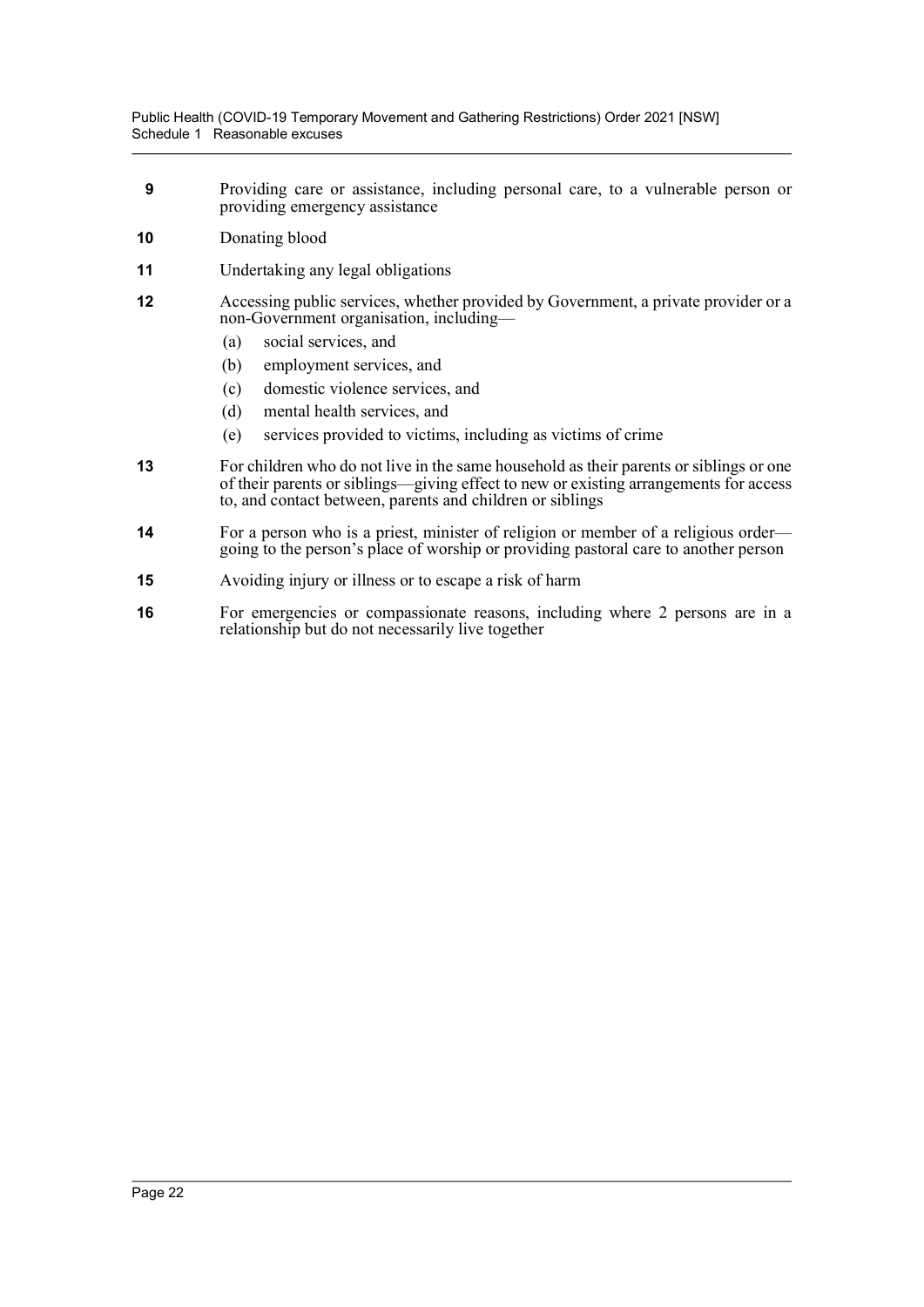**9** Providing care or assistance, including personal care, to a vulnerable person or providing emergency assistance

**10** Donating blood

**11** Undertaking any legal obligations

**12** Accessing public services, whether provided by Government, a private provider or a non-Government organisation, including—

- (a) social services, and
- (b) employment services, and
- (c) domestic violence services, and
- (d) mental health services, and
- (e) services provided to victims, including as victims of crime

**13** For children who do not live in the same household as their parents or siblings or one of their parents or siblings—giving effect to new or existing arrangements for access to, and contact between, parents and children or siblings

**14** For a person who is a priest, minister of religion or member of a religious order—going to the person's place of worship or providing pastoral care to another person

**15** Avoiding injury or illness or to escape a risk of harm

**16** For emergencies or compassionate reasons, including where 2 persons are in a relationship but do not necessarily live together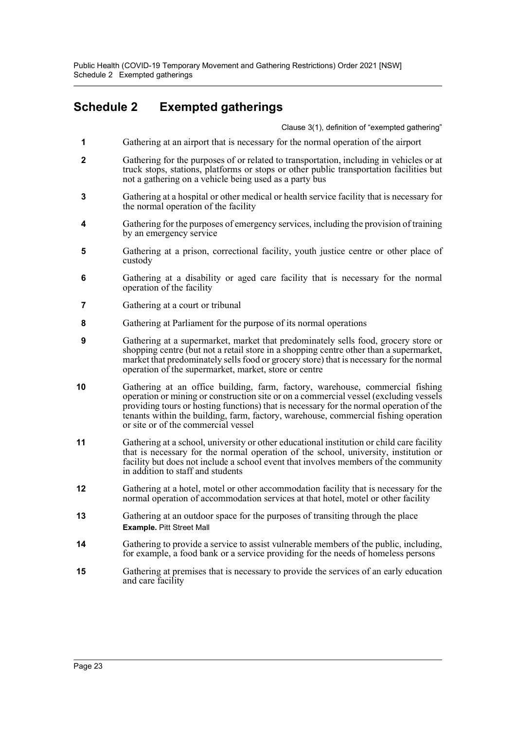# Schedule 2 Exempted gatherings

Clause 3(1), definition of "exempted gathering"

**1** Gathering at an airport that is necessary for the normal operation of the airport

**2** Gathering for the purposes of or related to transportation, including in vehicles or at truck stops, stations, platforms or stops or other public transportation facilities but not a gathering on a vehicle being used as a party bus

**3** Gathering at a hospital or other medical or health service facility that is necessary for the normal operation of the facility

**4** Gathering for the purposes of emergency services, including the provision of training by an emergency service

**5** Gathering at a prison, correctional facility, youth justice centre or other place of custody

**6** Gathering at a disability or aged care facility that is necessary for the normal operation of the facility

**7** Gathering at a court or tribunal

**8** Gathering at Parliament for the purpose of its normal operations

**9** Gathering at a supermarket, market that predominately sells food, grocery store or shopping centre (but not a retail store in a shopping centre other than a supermarket, market that predominately sells food or grocery store) that is necessary for the normal operation of the supermarket, market, store or centre

**10** Gathering at an office building, farm, factory, warehouse, commercial fishing operation or mining or construction site or on a commercial vessel (excluding vessels providing tours or hosting functions) that is necessary for the normal operation of the tenants within the building, farm, factory, warehouse, commercial fishing operation or site or of the commercial vessel

**11** Gathering at a school, university or other educational institution or child care facility that is necessary for the normal operation of the school, university, institution or facility but does not include a school event that involves members of the community in addition to staff and students

**12** Gathering at a hotel, motel or other accommodation facility that is necessary for the normal operation of accommodation services at that hotel, motel or other facility

**13** Gathering at an outdoor space for the purposes of transiting through the place

**Example.** Pitt Street Mall

**14** Gathering to provide a service to assist vulnerable members of the public, including, for example, a food bank or a service providing for the needs of homeless persons

**15** Gathering at premises that is necessary to provide the services of an early education and care facility